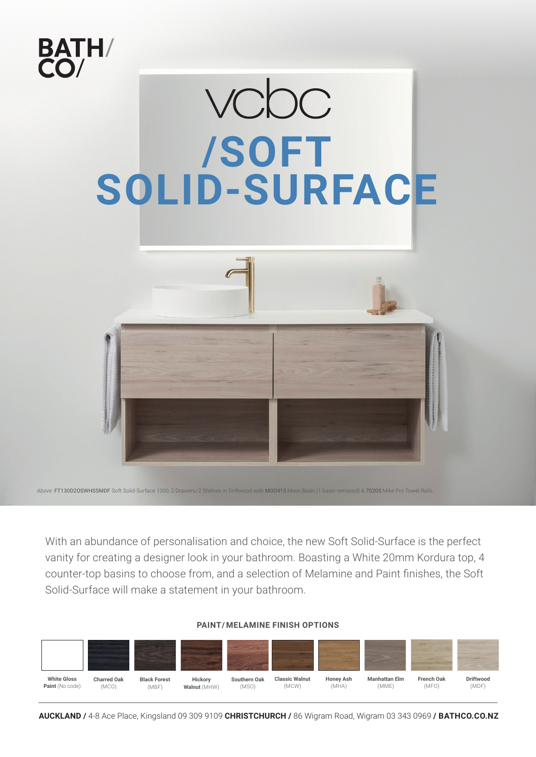BATH/
CO/

# vcbc

# /SOFT SOLID-SURFACE

*Above:* FT130D2OSWHSSMDF Soft Solid-Surface 1300, 2 Drawers/2 Shelves in Driftwood with MOO415 Moon Basin (1 basin removed) & 70205 Mike Pro Towel Rails.

With an abundance of personalisation and choice, the new Soft Solid-Surface is the perfect vanity for creating a designer look in your bathroom. Boasting a White 20mm Kordura top, 4 counter-top basins to choose from, and a selection of Melamine and Paint finishes, the Soft Solid-Surface will make a statement in your bathroom.

**PAINT/MELAMINE FINISH OPTIONS**

| **White Gloss Paint** (No code) | **Charred Oak** (MCO) | **Black Forest** (MBF) | **Hickory Walnut** (MHW) | **Southern Oak** (MSO) | **Classic Walnut** (MCW) | **Honey Ash** (MHA) | **Manhattan Elm** (MME) | **French Oak** (MFO) | **Driftwood** (MDF) |
|---|---|---|---|---|---|---|---|---|---|

**AUCKLAND /** 4-8 Ace Place, Kingsland 09 309 9109 **CHRISTCHURCH /** 86 Wigram Road, Wigram 03 343 0969 **/ BATHCO.CO.NZ**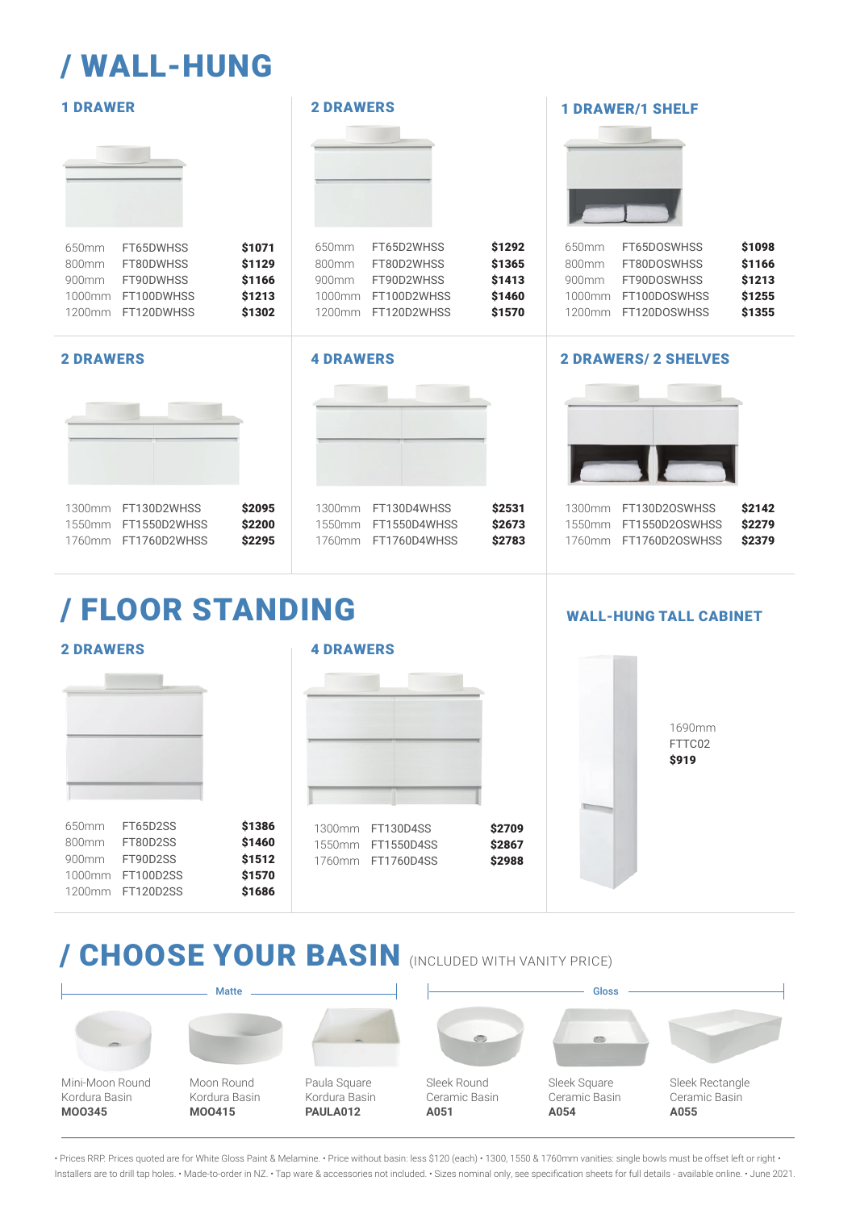# / WALL-HUNG

## 1 DRAWER

| | | |
|---|---|---|
| 650mm | FT65DWHSS | **$1071** |
| 800mm | FT80DWHSS | **$1129** |
| 900mm | FT90DWHSS | **$1166** |
| 1000mm | FT100DWHSS | **$1213** |
| 1200mm | FT120DWHSS | **$1302** |

## 2 DRAWERS

| | | |
|---|---|---|
| 650mm | FT65D2WHSS | **$1292** |
| 800mm | FT80D2WHSS | **$1365** |
| 900mm | FT90D2WHSS | **$1413** |
| 1000mm | FT100D2WHSS | **$1460** |
| 1200mm | FT120D2WHSS | **$1570** |

## 1 DRAWER/1 SHELF

| | | |
|---|---|---|
| 650mm | FT65DOSWHSS | **$1098** |
| 800mm | FT80DOSWHSS | **$1166** |
| 900mm | FT90DOSWHSS | **$1213** |
| 1000mm | FT100DOSWHSS | **$1255** |
| 1200mm | FT120DOSWHSS | **$1355** |

## 2 DRAWERS

| | | |
|---|---|---|
| 1300mm | FT130D2WHSS | **$2095** |
| 1550mm | FT1550D2WHSS | **$2200** |
| 1760mm | FT1760D2WHSS | **$2295** |

## 4 DRAWERS

| | | |
|---|---|---|
| 1300mm | FT130D4WHSS | **$2531** |
| 1550mm | FT1550D4WHSS | **$2673** |
| 1760mm | FT1760D4WHSS | **$2783** |

## 2 DRAWERS/ 2 SHELVES

| | | |
|---|---|---|
| 1300mm | FT130D2OSWHSS | **$2142** |
| 1550mm | FT1550D2OSWHSS | **$2279** |
| 1760mm | FT1760D2OSWHSS | **$2379** |

# / FLOOR STANDING

## 2 DRAWERS

| | | |
|---|---|---|
| 650mm | FT65D2SS | **$1386** |
| 800mm | FT80D2SS | **$1460** |
| 900mm | FT90D2SS | **$1512** |
| 1000mm | FT100D2SS | **$1570** |
| 1200mm | FT120D2SS | **$1686** |

## 4 DRAWERS

| | | |
|---|---|---|
| 1300mm | FT130D4SS | **$2709** |
| 1550mm | FT1550D4SS | **$2867** |
| 1760mm | FT1760D4SS | **$2988** |

## WALL-HUNG TALL CABINET

1690mm
FTTC02
**$919**

# / CHOOSE YOUR BASIN (INCLUDED WITH VANITY PRICE)

**Matte**

- Mini-Moon Round Kordura Basin **MOO345**
- Moon Round Kordura Basin **MOO415**
- Paula Square Kordura Basin **PAULA012**

**Gloss**

- Sleek Round Ceramic Basin **A051**
- Sleek Square Ceramic Basin **A054**
- Sleek Rectangle Ceramic Basin **A055**

• Prices RRP. Prices quoted are for White Gloss Paint & Melamine. • Price without basin: less $120 (each) • 1300, 1550 & 1760mm vanities: single bowls must be offset left or right • Installers are to drill tap holes. • Made-to-order in NZ. • Tap ware & accessories not included. • Sizes nominal only, see specification sheets for full details - available online. • June 2021.